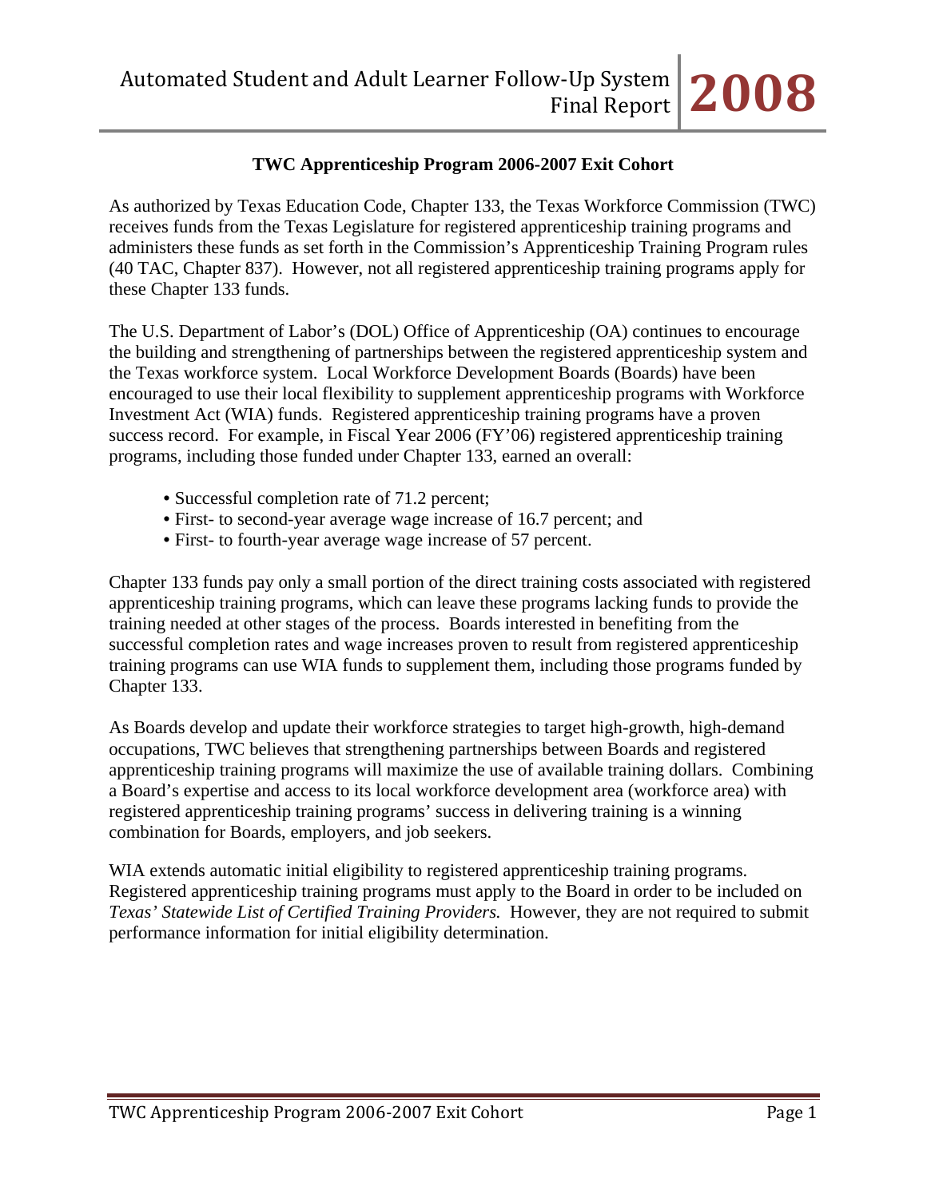## TWC Apprenticeship Program 2006-2007 Exit Cohort

As authorized by Texas Education Code, Chapter 133, the Texas Workforce Commission (TWC) receives funds from the Texas Legislature for registered apprenticeship training programs and administers these funds as set forth in the Commission's Apprenticeship Training Program rules (40 TAC, Chapter 837). However, not all registered apprenticeship training programs apply for these Chapter 133 funds.

The U.S. Department of Labor's (DOL) Office of Apprenticeship (OA) continues to encourage the building and strengthening of partnerships between the registered apprenticeship system and the Texas workforce system. Local Workforce Development Boards (Boards) have been encouraged to use their local flexibility to supplement apprenticeship programs with Workforce Investment Act (WIA) funds. Registered apprenticeship training programs have a proven success record. For example, in Fiscal Year 2006 (FY'06) registered apprenticeship training programs, including those funded under Chapter 133, earned an overall:

- Successful completion rate of 71.2 percent;
- First- to second-year average wage increase of 16.7 percent; and
- First- to fourth-year average wage increase of 57 percent.

Chapter 133 funds pay only a small portion of the direct training costs associated with registered apprenticeship training programs, which can leave these programs lacking funds to provide the training needed at other stages of the process. Boards interested in benefiting from the successful completion rates and wage increases proven to result from registered apprenticeship training programs can use WIA funds to supplement them, including those programs funded by Chapter 133.

As Boards develop and update their workforce strategies to target high-growth, high-demand occupations, TWC believes that strengthening partnerships between Boards and registered apprenticeship training programs will maximize the use of available training dollars. Combining a Board's expertise and access to its local workforce development area (workforce area) with registered apprenticeship training programs' success in delivering training is a winning combination for Boards, employers, and job seekers.

WIA extends automatic initial eligibility to registered apprenticeship training programs. Registered apprenticeship training programs must apply to the Board in order to be included on *Texas' Statewide List of Certified Training Providers.* However, they are not required to submit performance information for initial eligibility determination.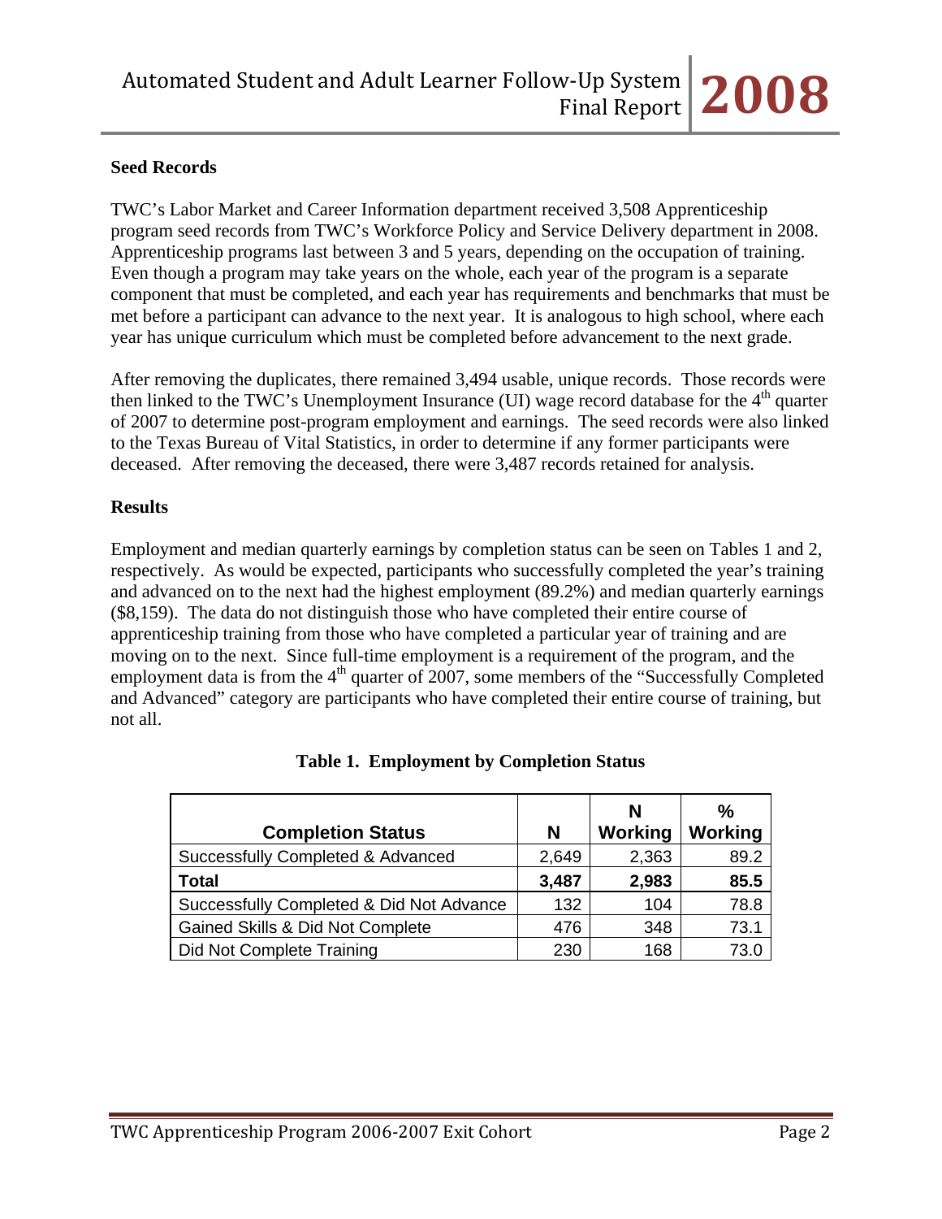## Seed Records

TWC's Labor Market and Career Information department received 3,508 Apprenticeship program seed records from TWC's Workforce Policy and Service Delivery department in 2008. Apprenticeship programs last between 3 and 5 years, depending on the occupation of training. Even though a program may take years on the whole, each year of the program is a separate component that must be completed, and each year has requirements and benchmarks that must be met before a participant can advance to the next year. It is analogous to high school, where each year has unique curriculum which must be completed before advancement to the next grade.

After removing the duplicates, there remained 3,494 usable, unique records. Those records were then linked to the TWC's Unemployment Insurance (UI) wage record database for the 4th quarter of 2007 to determine post-program employment and earnings. The seed records were also linked to the Texas Bureau of Vital Statistics, in order to determine if any former participants were deceased. After removing the deceased, there were 3,487 records retained for analysis.

## Results

Employment and median quarterly earnings by completion status can be seen on Tables 1 and 2, respectively. As would be expected, participants who successfully completed the year's training and advanced on to the next had the highest employment (89.2%) and median quarterly earnings ($8,159). The data do not distinguish those who have completed their entire course of apprenticeship training from those who have completed a particular year of training and are moving on to the next. Since full-time employment is a requirement of the program, and the employment data is from the 4th quarter of 2007, some members of the "Successfully Completed and Advanced" category are participants who have completed their entire course of training, but not all.

**Table 1. Employment by Completion Status**

| Completion Status | N | N Working | % Working |
|---|---|---|---|
| Successfully Completed & Advanced | 2,649 | 2,363 | 89.2 |
| **Total** | **3,487** | **2,983** | **85.5** |
| Successfully Completed & Did Not Advance | 132 | 104 | 78.8 |
| Gained Skills & Did Not Complete | 476 | 348 | 73.1 |
| Did Not Complete Training | 230 | 168 | 73.0 |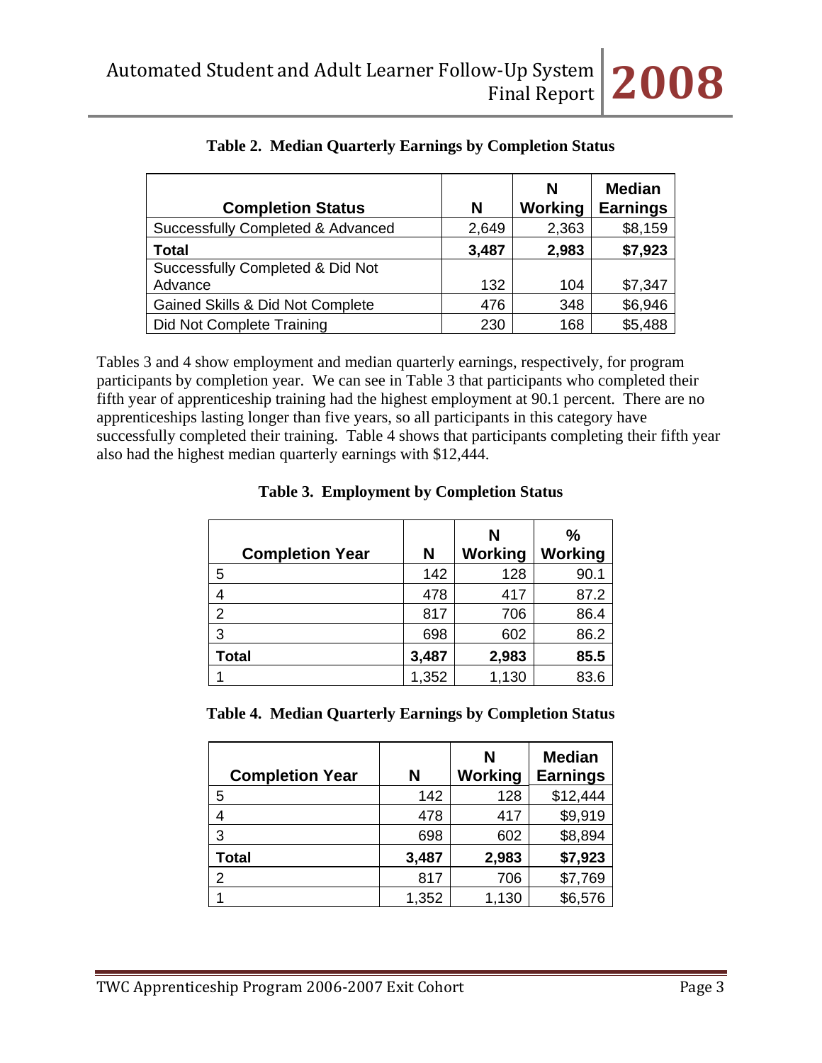**Table 2. Median Quarterly Earnings by Completion Status**

| Completion Status | N | N Working | Median Earnings |
|---|---|---|---|
| Successfully Completed & Advanced | 2,649 | 2,363 | $8,159 |
| **Total** | **3,487** | **2,983** | **$7,923** |
| Successfully Completed & Did Not Advance | 132 | 104 | $7,347 |
| Gained Skills & Did Not Complete | 476 | 348 | $6,946 |
| Did Not Complete Training | 230 | 168 | $5,488 |

Tables 3 and 4 show employment and median quarterly earnings, respectively, for program participants by completion year. We can see in Table 3 that participants who completed their fifth year of apprenticeship training had the highest employment at 90.1 percent. There are no apprenticeships lasting longer than five years, so all participants in this category have successfully completed their training. Table 4 shows that participants completing their fifth year also had the highest median quarterly earnings with $12,444.

**Table 3. Employment by Completion Status**

| Completion Year | N | N Working | % Working |
|---|---|---|---|
| 5 | 142 | 128 | 90.1 |
| 4 | 478 | 417 | 87.2 |
| 2 | 817 | 706 | 86.4 |
| 3 | 698 | 602 | 86.2 |
| **Total** | **3,487** | **2,983** | **85.5** |
| 1 | 1,352 | 1,130 | 83.6 |

**Table 4. Median Quarterly Earnings by Completion Status**

| Completion Year | N | N Working | Median Earnings |
|---|---|---|---|
| 5 | 142 | 128 | $12,444 |
| 4 | 478 | 417 | $9,919 |
| 3 | 698 | 602 | $8,894 |
| **Total** | **3,487** | **2,983** | **$7,923** |
| 2 | 817 | 706 | $7,769 |
| 1 | 1,352 | 1,130 | $6,576 |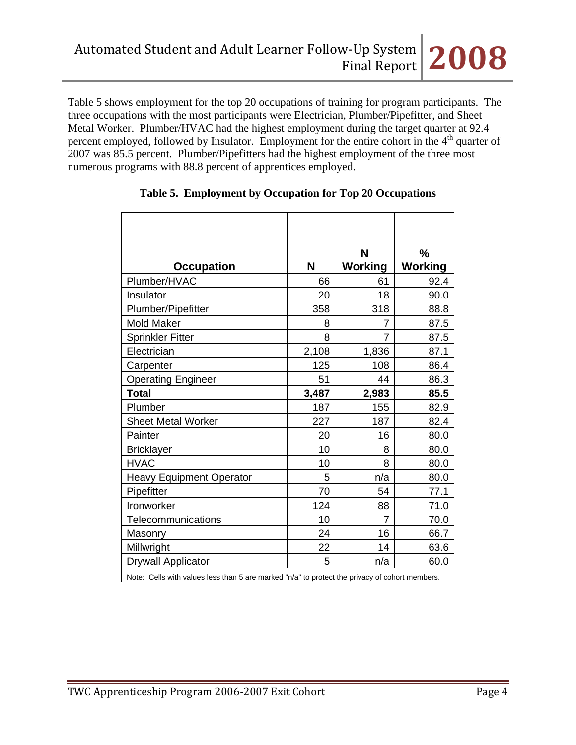Table 5 shows employment for the top 20 occupations of training for program participants. The three occupations with the most participants were Electrician, Plumber/Pipefitter, and Sheet Metal Worker. Plumber/HVAC had the highest employment during the target quarter at 92.4 percent employed, followed by Insulator. Employment for the entire cohort in the 4th quarter of 2007 was 85.5 percent. Plumber/Pipefitters had the highest employment of the three most numerous programs with 88.8 percent of apprentices employed.

**Table 5. Employment by Occupation for Top 20 Occupations**

| Occupation | N | N Working | % Working |
|---|---|---|---|
| Plumber/HVAC | 66 | 61 | 92.4 |
| Insulator | 20 | 18 | 90.0 |
| Plumber/Pipefitter | 358 | 318 | 88.8 |
| Mold Maker | 8 | 7 | 87.5 |
| Sprinkler Fitter | 8 | 7 | 87.5 |
| Electrician | 2,108 | 1,836 | 87.1 |
| Carpenter | 125 | 108 | 86.4 |
| Operating Engineer | 51 | 44 | 86.3 |
| **Total** | **3,487** | **2,983** | **85.5** |
| Plumber | 187 | 155 | 82.9 |
| Sheet Metal Worker | 227 | 187 | 82.4 |
| Painter | 20 | 16 | 80.0 |
| Bricklayer | 10 | 8 | 80.0 |
| HVAC | 10 | 8 | 80.0 |
| Heavy Equipment Operator | 5 | n/a | 80.0 |
| Pipefitter | 70 | 54 | 77.1 |
| Ironworker | 124 | 88 | 71.0 |
| Telecommunications | 10 | 7 | 70.0 |
| Masonry | 24 | 16 | 66.7 |
| Millwright | 22 | 14 | 63.6 |
| Drywall Applicator | 5 | n/a | 60.0 |

Note: Cells with values less than 5 are marked "n/a" to protect the privacy of cohort members.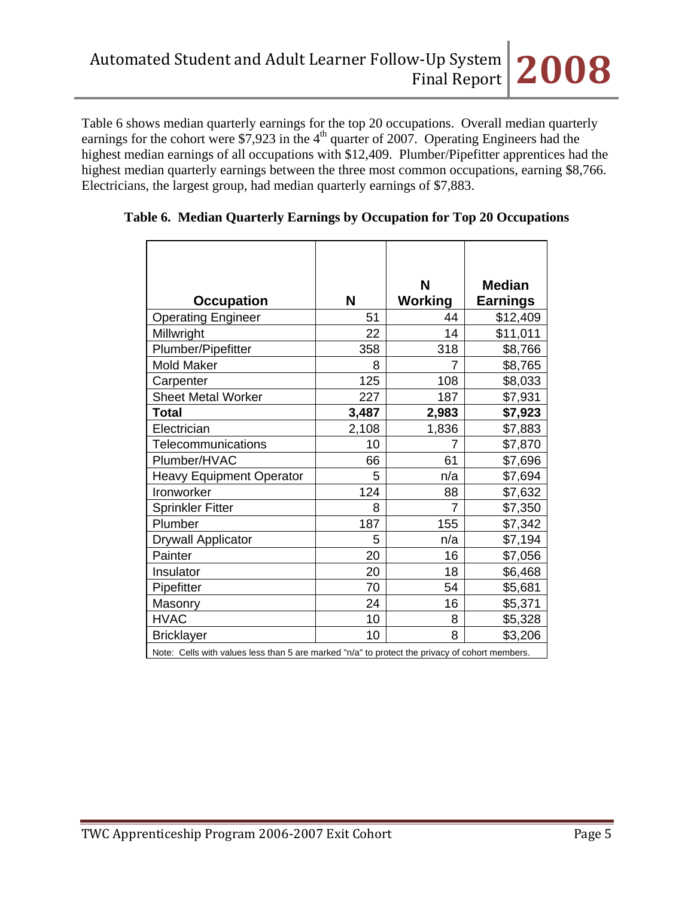Table 6 shows median quarterly earnings for the top 20 occupations. Overall median quarterly earnings for the cohort were $7,923 in the 4th quarter of 2007. Operating Engineers had the highest median earnings of all occupations with $12,409. Plumber/Pipefitter apprentices had the highest median quarterly earnings between the three most common occupations, earning $8,766. Electricians, the largest group, had median quarterly earnings of $7,883.

**Table 6. Median Quarterly Earnings by Occupation for Top 20 Occupations**

| Occupation | N | N Working | Median Earnings |
|---|---|---|---|
| Operating Engineer | 51 | 44 | $12,409 |
| Millwright | 22 | 14 | $11,011 |
| Plumber/Pipefitter | 358 | 318 | $8,766 |
| Mold Maker | 8 | 7 | $8,765 |
| Carpenter | 125 | 108 | $8,033 |
| Sheet Metal Worker | 227 | 187 | $7,931 |
| **Total** | **3,487** | **2,983** | **$7,923** |
| Electrician | 2,108 | 1,836 | $7,883 |
| Telecommunications | 10 | 7 | $7,870 |
| Plumber/HVAC | 66 | 61 | $7,696 |
| Heavy Equipment Operator | 5 | n/a | $7,694 |
| Ironworker | 124 | 88 | $7,632 |
| Sprinkler Fitter | 8 | 7 | $7,350 |
| Plumber | 187 | 155 | $7,342 |
| Drywall Applicator | 5 | n/a | $7,194 |
| Painter | 20 | 16 | $7,056 |
| Insulator | 20 | 18 | $6,468 |
| Pipefitter | 70 | 54 | $5,681 |
| Masonry | 24 | 16 | $5,371 |
| HVAC | 10 | 8 | $5,328 |
| Bricklayer | 10 | 8 | $3,206 |

Note: Cells with values less than 5 are marked "n/a" to protect the privacy of cohort members.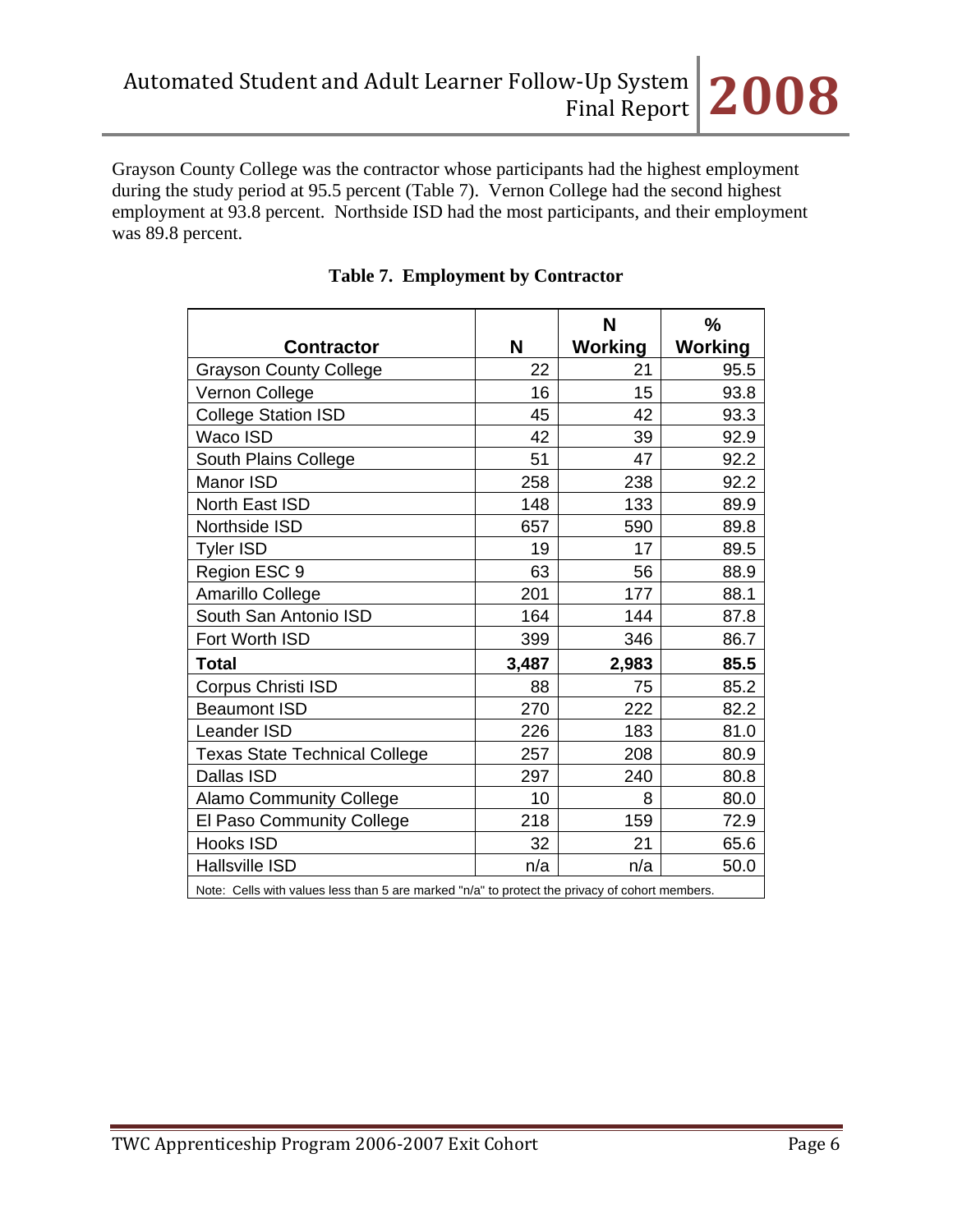Grayson County College was the contractor whose participants had the highest employment during the study period at 95.5 percent (Table 7). Vernon College had the second highest employment at 93.8 percent. Northside ISD had the most participants, and their employment was 89.8 percent.

**Table 7. Employment by Contractor**

| Contractor | N | N Working | % Working |
|---|---|---|---|
| Grayson County College | 22 | 21 | 95.5 |
| Vernon College | 16 | 15 | 93.8 |
| College Station ISD | 45 | 42 | 93.3 |
| Waco ISD | 42 | 39 | 92.9 |
| South Plains College | 51 | 47 | 92.2 |
| Manor ISD | 258 | 238 | 92.2 |
| North East ISD | 148 | 133 | 89.9 |
| Northside ISD | 657 | 590 | 89.8 |
| Tyler ISD | 19 | 17 | 89.5 |
| Region ESC 9 | 63 | 56 | 88.9 |
| Amarillo College | 201 | 177 | 88.1 |
| South San Antonio ISD | 164 | 144 | 87.8 |
| Fort Worth ISD | 399 | 346 | 86.7 |
| **Total** | **3,487** | **2,983** | **85.5** |
| Corpus Christi ISD | 88 | 75 | 85.2 |
| Beaumont ISD | 270 | 222 | 82.2 |
| Leander ISD | 226 | 183 | 81.0 |
| Texas State Technical College | 257 | 208 | 80.9 |
| Dallas ISD | 297 | 240 | 80.8 |
| Alamo Community College | 10 | 8 | 80.0 |
| El Paso Community College | 218 | 159 | 72.9 |
| Hooks ISD | 32 | 21 | 65.6 |
| Hallsville ISD | n/a | n/a | 50.0 |

Note: Cells with values less than 5 are marked "n/a" to protect the privacy of cohort members.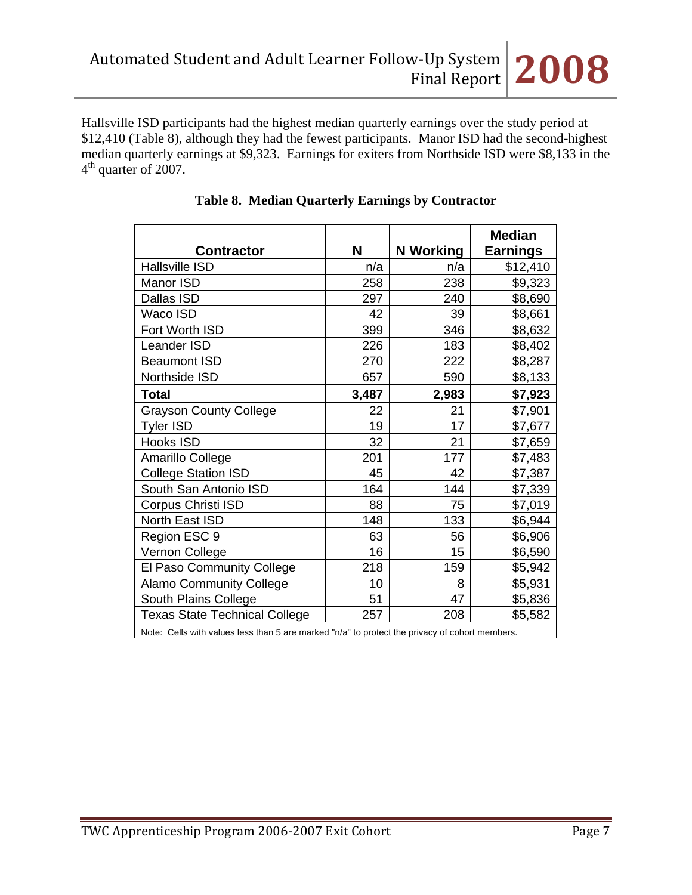Hallsville ISD participants had the highest median quarterly earnings over the study period at $12,410 (Table 8), although they had the fewest participants. Manor ISD had the second-highest median quarterly earnings at $9,323. Earnings for exiters from Northside ISD were $8,133 in the 4th quarter of 2007.

**Table 8. Median Quarterly Earnings by Contractor**

| Contractor | N | N Working | Median Earnings |
|---|---|---|---|
| Hallsville ISD | n/a | n/a | $12,410 |
| Manor ISD | 258 | 238 | $9,323 |
| Dallas ISD | 297 | 240 | $8,690 |
| Waco ISD | 42 | 39 | $8,661 |
| Fort Worth ISD | 399 | 346 | $8,632 |
| Leander ISD | 226 | 183 | $8,402 |
| Beaumont ISD | 270 | 222 | $8,287 |
| Northside ISD | 657 | 590 | $8,133 |
| **Total** | **3,487** | **2,983** | **$7,923** |
| Grayson County College | 22 | 21 | $7,901 |
| Tyler ISD | 19 | 17 | $7,677 |
| Hooks ISD | 32 | 21 | $7,659 |
| Amarillo College | 201 | 177 | $7,483 |
| College Station ISD | 45 | 42 | $7,387 |
| South San Antonio ISD | 164 | 144 | $7,339 |
| Corpus Christi ISD | 88 | 75 | $7,019 |
| North East ISD | 148 | 133 | $6,944 |
| Region ESC 9 | 63 | 56 | $6,906 |
| Vernon College | 16 | 15 | $6,590 |
| El Paso Community College | 218 | 159 | $5,942 |
| Alamo Community College | 10 | 8 | $5,931 |
| South Plains College | 51 | 47 | $5,836 |
| Texas State Technical College | 257 | 208 | $5,582 |

Note: Cells with values less than 5 are marked "n/a" to protect the privacy of cohort members.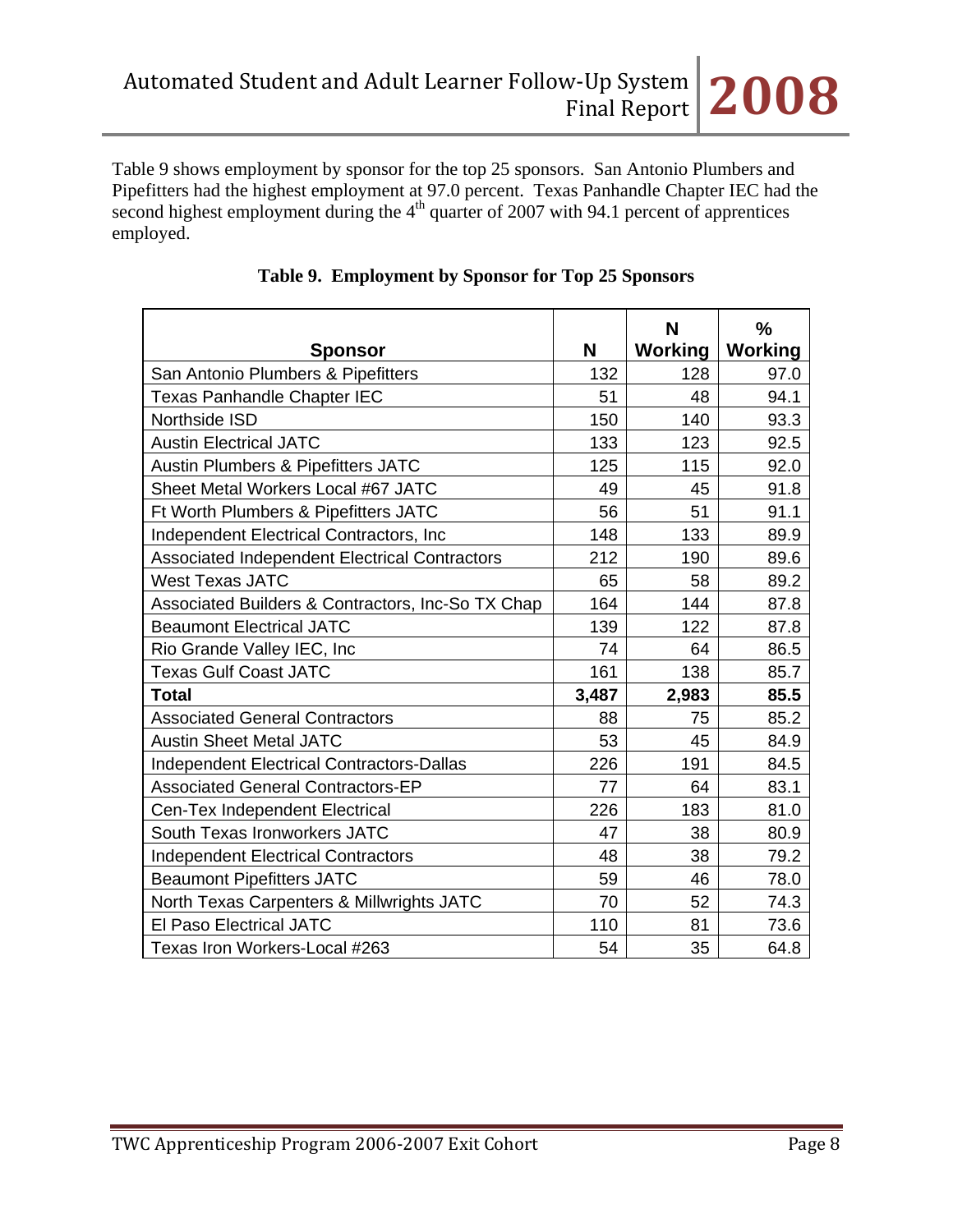Table 9 shows employment by sponsor for the top 25 sponsors. San Antonio Plumbers and Pipefitters had the highest employment at 97.0 percent. Texas Panhandle Chapter IEC had the second highest employment during the 4th quarter of 2007 with 94.1 percent of apprentices employed.

**Table 9. Employment by Sponsor for Top 25 Sponsors**

| Sponsor | N | N Working | % Working |
|---|---|---|---|
| San Antonio Plumbers & Pipefitters | 132 | 128 | 97.0 |
| Texas Panhandle Chapter IEC | 51 | 48 | 94.1 |
| Northside ISD | 150 | 140 | 93.3 |
| Austin Electrical JATC | 133 | 123 | 92.5 |
| Austin Plumbers & Pipefitters JATC | 125 | 115 | 92.0 |
| Sheet Metal Workers Local #67 JATC | 49 | 45 | 91.8 |
| Ft Worth Plumbers & Pipefitters JATC | 56 | 51 | 91.1 |
| Independent Electrical Contractors, Inc | 148 | 133 | 89.9 |
| Associated Independent Electrical Contractors | 212 | 190 | 89.6 |
| West Texas JATC | 65 | 58 | 89.2 |
| Associated Builders & Contractors, Inc-So TX Chap | 164 | 144 | 87.8 |
| Beaumont Electrical JATC | 139 | 122 | 87.8 |
| Rio Grande Valley IEC, Inc | 74 | 64 | 86.5 |
| Texas Gulf Coast JATC | 161 | 138 | 85.7 |
| **Total** | **3,487** | **2,983** | **85.5** |
| Associated General Contractors | 88 | 75 | 85.2 |
| Austin Sheet Metal JATC | 53 | 45 | 84.9 |
| Independent Electrical Contractors-Dallas | 226 | 191 | 84.5 |
| Associated General Contractors-EP | 77 | 64 | 83.1 |
| Cen-Tex Independent Electrical | 226 | 183 | 81.0 |
| South Texas Ironworkers JATC | 47 | 38 | 80.9 |
| Independent Electrical Contractors | 48 | 38 | 79.2 |
| Beaumont Pipefitters JATC | 59 | 46 | 78.0 |
| North Texas Carpenters & Millwrights JATC | 70 | 52 | 74.3 |
| El Paso Electrical JATC | 110 | 81 | 73.6 |
| Texas Iron Workers-Local #263 | 54 | 35 | 64.8 |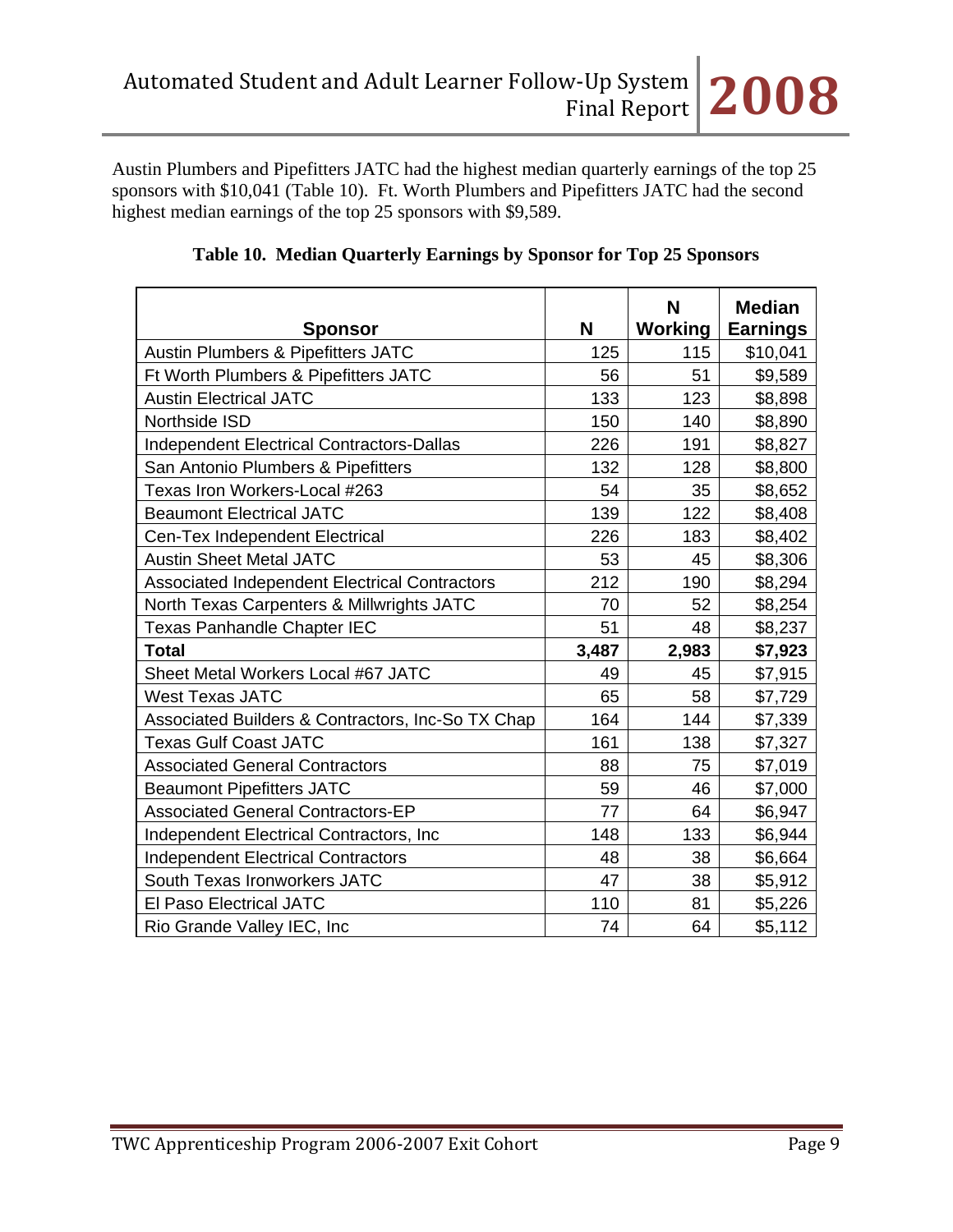Austin Plumbers and Pipefitters JATC had the highest median quarterly earnings of the top 25 sponsors with $10,041 (Table 10). Ft. Worth Plumbers and Pipefitters JATC had the second highest median earnings of the top 25 sponsors with $9,589.

**Table 10. Median Quarterly Earnings by Sponsor for Top 25 Sponsors**

| Sponsor | N | N Working | Median Earnings |
|---|---|---|---|
| Austin Plumbers & Pipefitters JATC | 125 | 115 | $10,041 |
| Ft Worth Plumbers & Pipefitters JATC | 56 | 51 | $9,589 |
| Austin Electrical JATC | 133 | 123 | $8,898 |
| Northside ISD | 150 | 140 | $8,890 |
| Independent Electrical Contractors-Dallas | 226 | 191 | $8,827 |
| San Antonio Plumbers & Pipefitters | 132 | 128 | $8,800 |
| Texas Iron Workers-Local #263 | 54 | 35 | $8,652 |
| Beaumont Electrical JATC | 139 | 122 | $8,408 |
| Cen-Tex Independent Electrical | 226 | 183 | $8,402 |
| Austin Sheet Metal JATC | 53 | 45 | $8,306 |
| Associated Independent Electrical Contractors | 212 | 190 | $8,294 |
| North Texas Carpenters & Millwrights JATC | 70 | 52 | $8,254 |
| Texas Panhandle Chapter IEC | 51 | 48 | $8,237 |
| **Total** | **3,487** | **2,983** | **$7,923** |
| Sheet Metal Workers Local #67 JATC | 49 | 45 | $7,915 |
| West Texas JATC | 65 | 58 | $7,729 |
| Associated Builders & Contractors, Inc-So TX Chap | 164 | 144 | $7,339 |
| Texas Gulf Coast JATC | 161 | 138 | $7,327 |
| Associated General Contractors | 88 | 75 | $7,019 |
| Beaumont Pipefitters JATC | 59 | 46 | $7,000 |
| Associated General Contractors-EP | 77 | 64 | $6,947 |
| Independent Electrical Contractors, Inc | 148 | 133 | $6,944 |
| Independent Electrical Contractors | 48 | 38 | $6,664 |
| South Texas Ironworkers JATC | 47 | 38 | $5,912 |
| El Paso Electrical JATC | 110 | 81 | $5,226 |
| Rio Grande Valley IEC, Inc | 74 | 64 | $5,112 |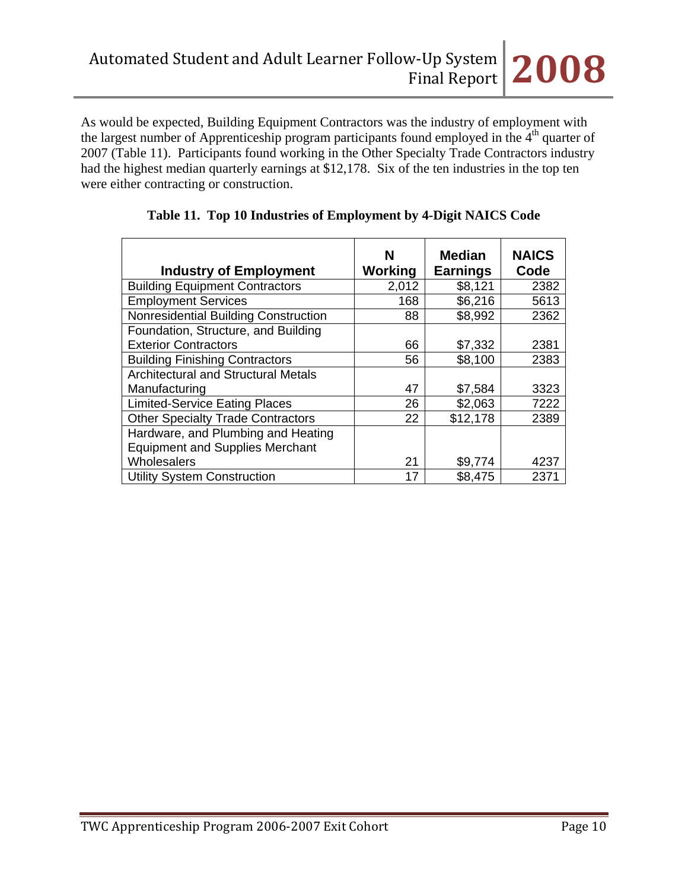As would be expected, Building Equipment Contractors was the industry of employment with the largest number of Apprenticeship program participants found employed in the 4th quarter of 2007 (Table 11). Participants found working in the Other Specialty Trade Contractors industry had the highest median quarterly earnings at $12,178. Six of the ten industries in the top ten were either contracting or construction.

**Table 11. Top 10 Industries of Employment by 4-Digit NAICS Code**

| Industry of Employment | N Working | Median Earnings | NAICS Code |
|---|---|---|---|
| Building Equipment Contractors | 2,012 | $8,121 | 2382 |
| Employment Services | 168 | $6,216 | 5613 |
| Nonresidential Building Construction | 88 | $8,992 | 2362 |
| Foundation, Structure, and Building Exterior Contractors | 66 | $7,332 | 2381 |
| Building Finishing Contractors | 56 | $8,100 | 2383 |
| Architectural and Structural Metals Manufacturing | 47 | $7,584 | 3323 |
| Limited-Service Eating Places | 26 | $2,063 | 7222 |
| Other Specialty Trade Contractors | 22 | $12,178 | 2389 |
| Hardware, and Plumbing and Heating Equipment and Supplies Merchant Wholesalers | 21 | $9,774 | 4237 |
| Utility System Construction | 17 | $8,475 | 2371 |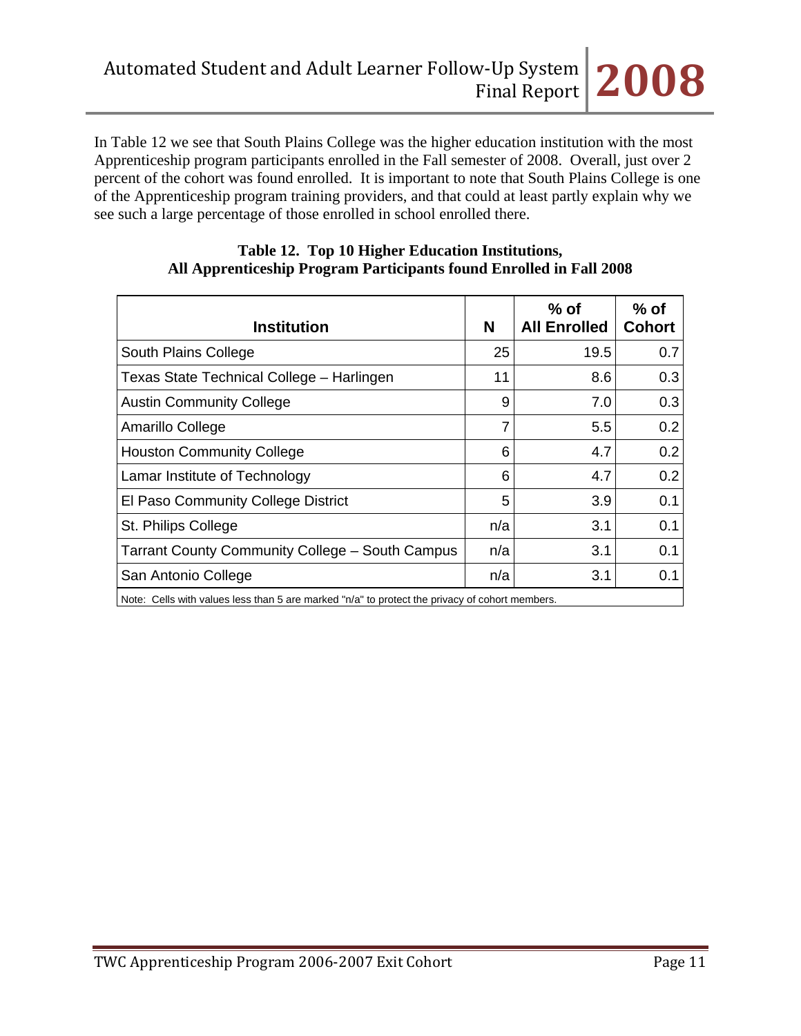In Table 12 we see that South Plains College was the higher education institution with the most Apprenticeship program participants enrolled in the Fall semester of 2008. Overall, just over 2 percent of the cohort was found enrolled. It is important to note that South Plains College is one of the Apprenticeship program training providers, and that could at least partly explain why we see such a large percentage of those enrolled in school enrolled there.

**Table 12. Top 10 Higher Education Institutions, All Apprenticeship Program Participants found Enrolled in Fall 2008**

| Institution | N | % of All Enrolled | % of Cohort |
|---|---|---|---|
| South Plains College | 25 | 19.5 | 0.7 |
| Texas State Technical College – Harlingen | 11 | 8.6 | 0.3 |
| Austin Community College | 9 | 7.0 | 0.3 |
| Amarillo College | 7 | 5.5 | 0.2 |
| Houston Community College | 6 | 4.7 | 0.2 |
| Lamar Institute of Technology | 6 | 4.7 | 0.2 |
| El Paso Community College District | 5 | 3.9 | 0.1 |
| St. Philips College | n/a | 3.1 | 0.1 |
| Tarrant County Community College – South Campus | n/a | 3.1 | 0.1 |
| San Antonio College | n/a | 3.1 | 0.1 |

Note: Cells with values less than 5 are marked "n/a" to protect the privacy of cohort members.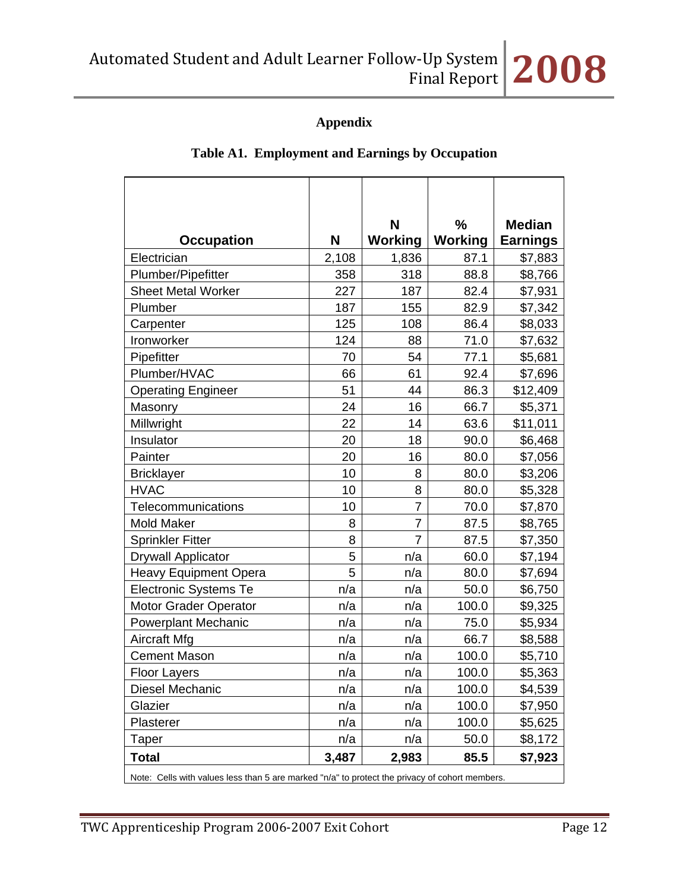## Appendix

### Table A1. Employment and Earnings by Occupation

| Occupation | N | N Working | % Working | Median Earnings |
|---|---|---|---|---|
| Electrician | 2,108 | 1,836 | 87.1 | $7,883 |
| Plumber/Pipefitter | 358 | 318 | 88.8 | $8,766 |
| Sheet Metal Worker | 227 | 187 | 82.4 | $7,931 |
| Plumber | 187 | 155 | 82.9 | $7,342 |
| Carpenter | 125 | 108 | 86.4 | $8,033 |
| Ironworker | 124 | 88 | 71.0 | $7,632 |
| Pipefitter | 70 | 54 | 77.1 | $5,681 |
| Plumber/HVAC | 66 | 61 | 92.4 | $7,696 |
| Operating Engineer | 51 | 44 | 86.3 | $12,409 |
| Masonry | 24 | 16 | 66.7 | $5,371 |
| Millwright | 22 | 14 | 63.6 | $11,011 |
| Insulator | 20 | 18 | 90.0 | $6,468 |
| Painter | 20 | 16 | 80.0 | $7,056 |
| Bricklayer | 10 | 8 | 80.0 | $3,206 |
| HVAC | 10 | 8 | 80.0 | $5,328 |
| Telecommunications | 10 | 7 | 70.0 | $7,870 |
| Mold Maker | 8 | 7 | 87.5 | $8,765 |
| Sprinkler Fitter | 8 | 7 | 87.5 | $7,350 |
| Drywall Applicator | 5 | n/a | 60.0 | $7,194 |
| Heavy Equipment Opera | 5 | n/a | 80.0 | $7,694 |
| Electronic Systems Te | n/a | n/a | 50.0 | $6,750 |
| Motor Grader Operator | n/a | n/a | 100.0 | $9,325 |
| Powerplant Mechanic | n/a | n/a | 75.0 | $5,934 |
| Aircraft Mfg | n/a | n/a | 66.7 | $8,588 |
| Cement Mason | n/a | n/a | 100.0 | $5,710 |
| Floor Layers | n/a | n/a | 100.0 | $5,363 |
| Diesel Mechanic | n/a | n/a | 100.0 | $4,539 |
| Glazier | n/a | n/a | 100.0 | $7,950 |
| Plasterer | n/a | n/a | 100.0 | $5,625 |
| Taper | n/a | n/a | 50.0 | $8,172 |
| **Total** | **3,487** | **2,983** | **85.5** | **$7,923** |

Note: Cells with values less than 5 are marked "n/a" to protect the privacy of cohort members.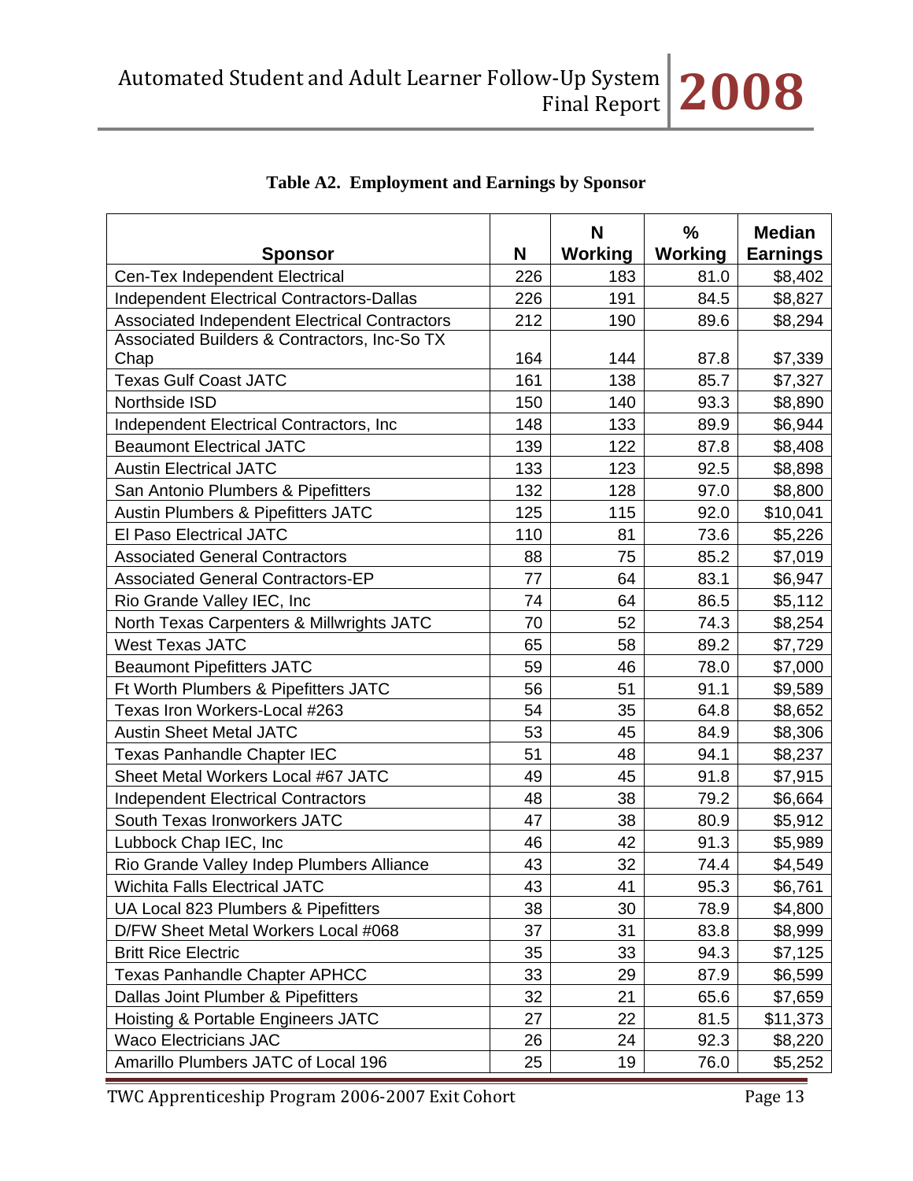**Table A2. Employment and Earnings by Sponsor**

| Sponsor | N | N Working | % Working | Median Earnings |
|---|---|---|---|---|
| Cen-Tex Independent Electrical | 226 | 183 | 81.0 | $8,402 |
| Independent Electrical Contractors-Dallas | 226 | 191 | 84.5 | $8,827 |
| Associated Independent Electrical Contractors | 212 | 190 | 89.6 | $8,294 |
| Associated Builders & Contractors, Inc-So TX Chap | 164 | 144 | 87.8 | $7,339 |
| Texas Gulf Coast JATC | 161 | 138 | 85.7 | $7,327 |
| Northside ISD | 150 | 140 | 93.3 | $8,890 |
| Independent Electrical Contractors, Inc | 148 | 133 | 89.9 | $6,944 |
| Beaumont Electrical JATC | 139 | 122 | 87.8 | $8,408 |
| Austin Electrical JATC | 133 | 123 | 92.5 | $8,898 |
| San Antonio Plumbers & Pipefitters | 132 | 128 | 97.0 | $8,800 |
| Austin Plumbers & Pipefitters JATC | 125 | 115 | 92.0 | $10,041 |
| El Paso Electrical JATC | 110 | 81 | 73.6 | $5,226 |
| Associated General Contractors | 88 | 75 | 85.2 | $7,019 |
| Associated General Contractors-EP | 77 | 64 | 83.1 | $6,947 |
| Rio Grande Valley IEC, Inc | 74 | 64 | 86.5 | $5,112 |
| North Texas Carpenters & Millwrights JATC | 70 | 52 | 74.3 | $8,254 |
| West Texas JATC | 65 | 58 | 89.2 | $7,729 |
| Beaumont Pipefitters JATC | 59 | 46 | 78.0 | $7,000 |
| Ft Worth Plumbers & Pipefitters JATC | 56 | 51 | 91.1 | $9,589 |
| Texas Iron Workers-Local #263 | 54 | 35 | 64.8 | $8,652 |
| Austin Sheet Metal JATC | 53 | 45 | 84.9 | $8,306 |
| Texas Panhandle Chapter IEC | 51 | 48 | 94.1 | $8,237 |
| Sheet Metal Workers Local #67 JATC | 49 | 45 | 91.8 | $7,915 |
| Independent Electrical Contractors | 48 | 38 | 79.2 | $6,664 |
| South Texas Ironworkers JATC | 47 | 38 | 80.9 | $5,912 |
| Lubbock Chap IEC, Inc | 46 | 42 | 91.3 | $5,989 |
| Rio Grande Valley Indep Plumbers Alliance | 43 | 32 | 74.4 | $4,549 |
| Wichita Falls Electrical JATC | 43 | 41 | 95.3 | $6,761 |
| UA Local 823 Plumbers & Pipefitters | 38 | 30 | 78.9 | $4,800 |
| D/FW Sheet Metal Workers Local #068 | 37 | 31 | 83.8 | $8,999 |
| Britt Rice Electric | 35 | 33 | 94.3 | $7,125 |
| Texas Panhandle Chapter APHCC | 33 | 29 | 87.9 | $6,599 |
| Dallas Joint Plumber & Pipefitters | 32 | 21 | 65.6 | $7,659 |
| Hoisting & Portable Engineers JATC | 27 | 22 | 81.5 | $11,373 |
| Waco Electricians JAC | 26 | 24 | 92.3 | $8,220 |
| Amarillo Plumbers JATC of Local 196 | 25 | 19 | 76.0 | $5,252 |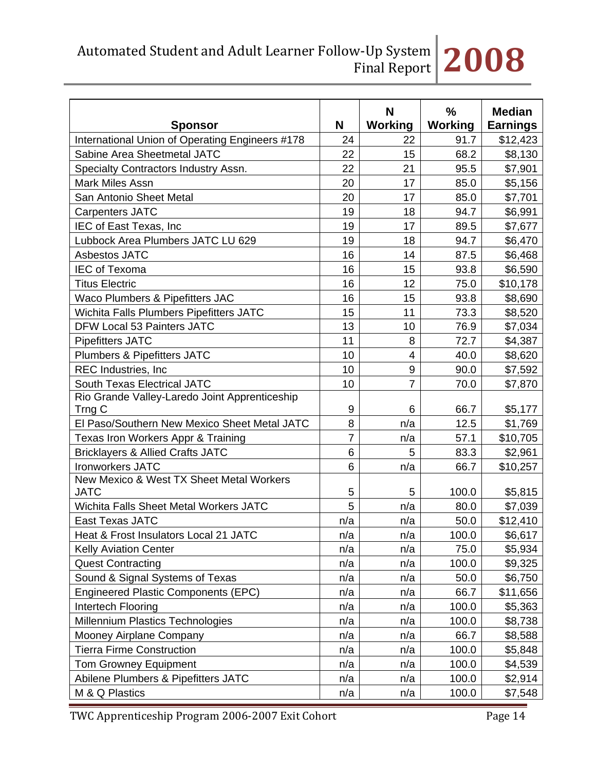| Sponsor | N | N Working | % Working | Median Earnings |
|---|---|---|---|---|
| International Union of Operating Engineers #178 | 24 | 22 | 91.7 | $12,423 |
| Sabine Area Sheetmetal JATC | 22 | 15 | 68.2 | $8,130 |
| Specialty Contractors Industry Assn. | 22 | 21 | 95.5 | $7,901 |
| Mark Miles Assn | 20 | 17 | 85.0 | $5,156 |
| San Antonio Sheet Metal | 20 | 17 | 85.0 | $7,701 |
| Carpenters JATC | 19 | 18 | 94.7 | $6,991 |
| IEC of East Texas, Inc | 19 | 17 | 89.5 | $7,677 |
| Lubbock Area Plumbers JATC LU 629 | 19 | 18 | 94.7 | $6,470 |
| Asbestos JATC | 16 | 14 | 87.5 | $6,468 |
| IEC of Texoma | 16 | 15 | 93.8 | $6,590 |
| Titus Electric | 16 | 12 | 75.0 | $10,178 |
| Waco Plumbers & Pipefitters JAC | 16 | 15 | 93.8 | $8,690 |
| Wichita Falls Plumbers Pipefitters JATC | 15 | 11 | 73.3 | $8,520 |
| DFW Local 53 Painters JATC | 13 | 10 | 76.9 | $7,034 |
| Pipefitters JATC | 11 | 8 | 72.7 | $4,387 |
| Plumbers & Pipefitters JATC | 10 | 4 | 40.0 | $8,620 |
| REC Industries, Inc | 10 | 9 | 90.0 | $7,592 |
| South Texas Electrical JATC | 10 | 7 | 70.0 | $7,870 |
| Rio Grande Valley-Laredo Joint Apprenticeship Trng C | 9 | 6 | 66.7 | $5,177 |
| El Paso/Southern New Mexico Sheet Metal JATC | 8 | n/a | 12.5 | $1,769 |
| Texas Iron Workers Appr & Training | 7 | n/a | 57.1 | $10,705 |
| Bricklayers & Allied Crafts JATC | 6 | 5 | 83.3 | $2,961 |
| Ironworkers JATC | 6 | n/a | 66.7 | $10,257 |
| New Mexico & West TX Sheet Metal Workers JATC | 5 | 5 | 100.0 | $5,815 |
| Wichita Falls Sheet Metal Workers JATC | 5 | n/a | 80.0 | $7,039 |
| East Texas JATC | n/a | n/a | 50.0 | $12,410 |
| Heat & Frost Insulators Local 21 JATC | n/a | n/a | 100.0 | $6,617 |
| Kelly Aviation Center | n/a | n/a | 75.0 | $5,934 |
| Quest Contracting | n/a | n/a | 100.0 | $9,325 |
| Sound & Signal Systems of Texas | n/a | n/a | 50.0 | $6,750 |
| Engineered Plastic Components (EPC) | n/a | n/a | 66.7 | $11,656 |
| Intertech Flooring | n/a | n/a | 100.0 | $5,363 |
| Millennium Plastics Technologies | n/a | n/a | 100.0 | $8,738 |
| Mooney Airplane Company | n/a | n/a | 66.7 | $8,588 |
| Tierra Firme Construction | n/a | n/a | 100.0 | $5,848 |
| Tom Growney Equipment | n/a | n/a | 100.0 | $4,539 |
| Abilene Plumbers & Pipefitters JATC | n/a | n/a | 100.0 | $2,914 |
| M & Q Plastics | n/a | n/a | 100.0 | $7,548 |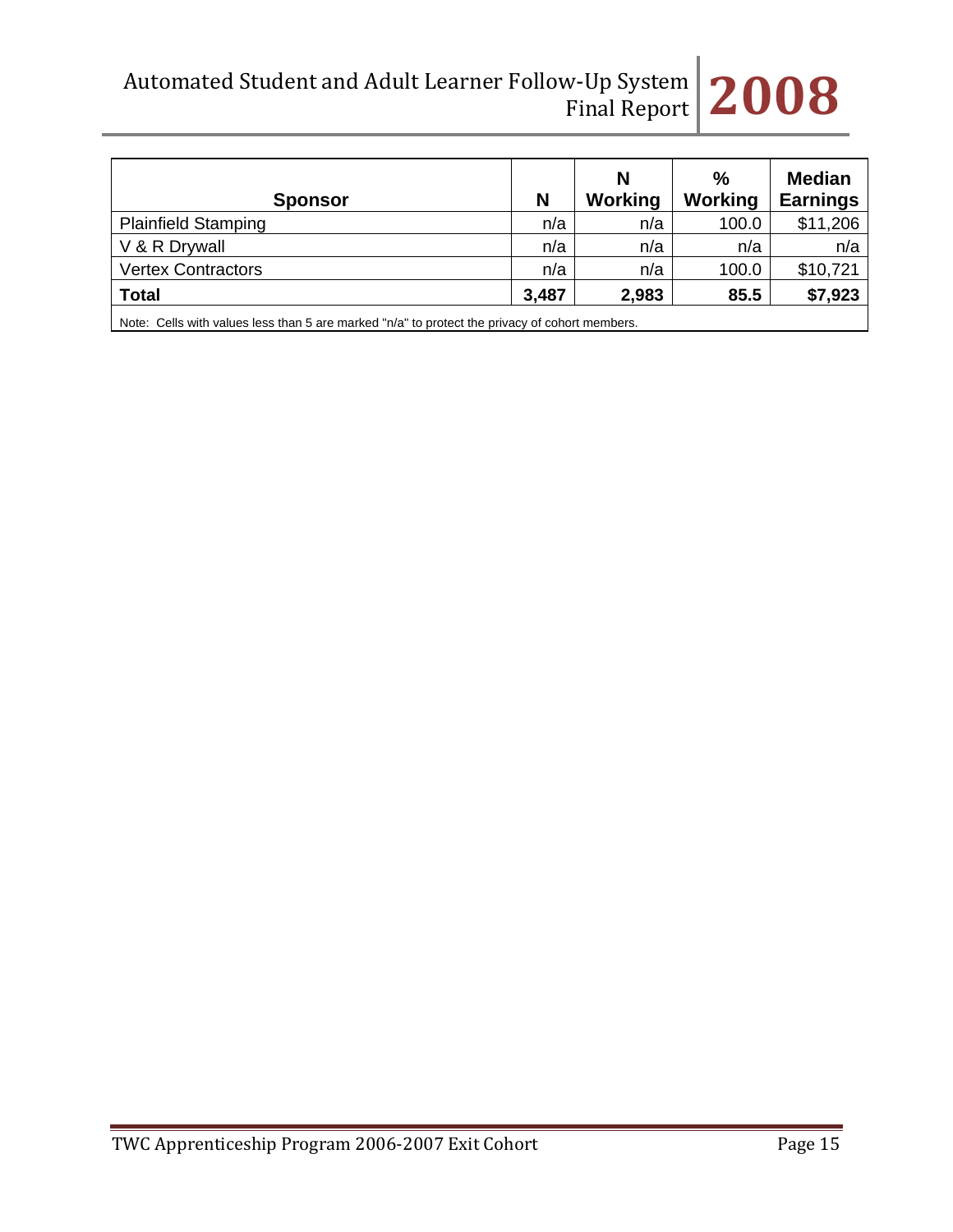| Sponsor | N | N Working | % Working | Median Earnings |
|---|---|---|---|---|
| Plainfield Stamping | n/a | n/a | 100.0 | $11,206 |
| V & R Drywall | n/a | n/a | n/a | n/a |
| Vertex Contractors | n/a | n/a | 100.0 | $10,721 |
| **Total** | **3,487** | **2,983** | **85.5** | **$7,923** |

Note: Cells with values less than 5 are marked "n/a" to protect the privacy of cohort members.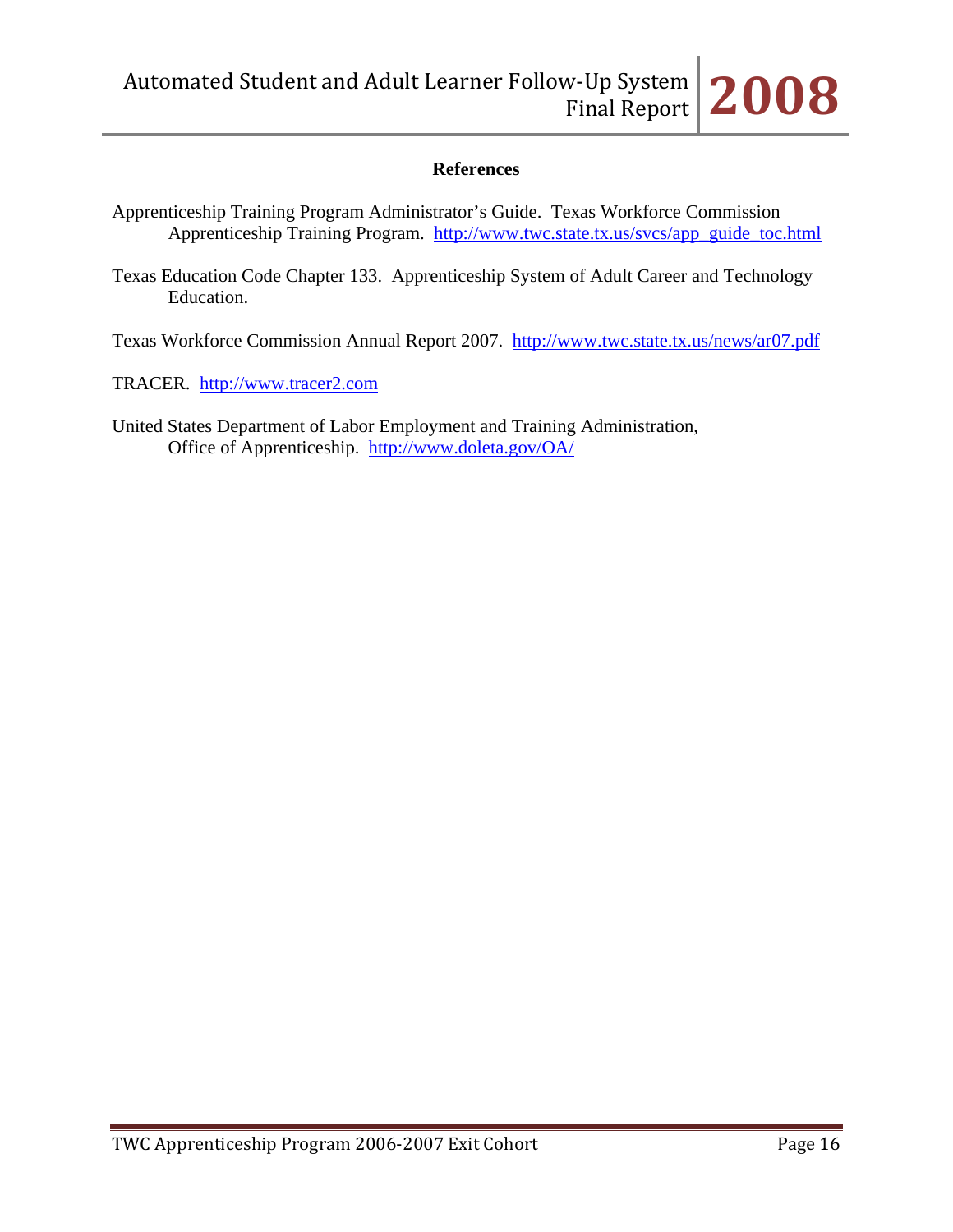## References

Apprenticeship Training Program Administrator's Guide. Texas Workforce Commission Apprenticeship Training Program. http://www.twc.state.tx.us/svcs/app_guide_toc.html

Texas Education Code Chapter 133. Apprenticeship System of Adult Career and Technology Education.

Texas Workforce Commission Annual Report 2007. http://www.twc.state.tx.us/news/ar07.pdf

TRACER. http://www.tracer2.com

United States Department of Labor Employment and Training Administration, Office of Apprenticeship. http://www.doleta.gov/OA/